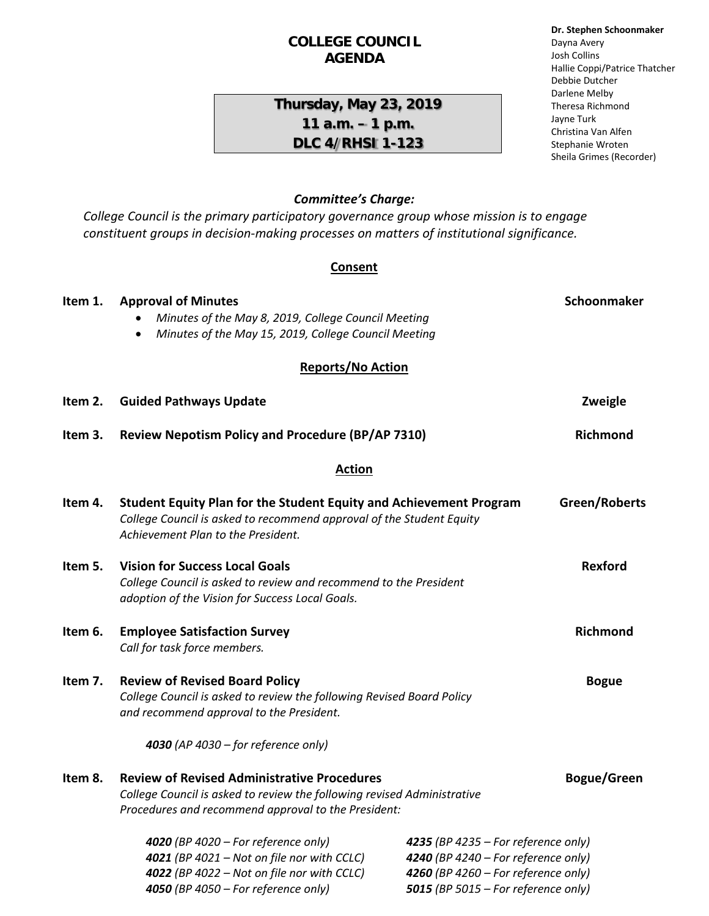# COLLEGE COUNCIL AGENDA

**Thursday, May 23, 2019**
**11 a.m. – 1 p.m.**
**DLC 4/RHSI 1-123**

**Dr. Stephen Schoonmaker**
Dayna Avery
Josh Collins
Hallie Coppi/Patrice Thatcher
Debbie Dutcher
Darlene Melby
Theresa Richmond
Jayne Turk
Christina Van Alfen
Stephanie Wroten
Sheila Grimes (Recorder)

***Committee's Charge:***

*College Council is the primary participatory governance group whose mission is to engage constituent groups in decision-making processes on matters of institutional significance.*

## Consent

**Item 1. Approval of Minutes** — **Schoonmaker**

- *Minutes of the May 8, 2019, College Council Meeting*
- *Minutes of the May 15, 2019, College Council Meeting*

## Reports/No Action

**Item 2. Guided Pathways Update** — **Zweigle**

**Item 3. Review Nepotism Policy and Procedure (BP/AP 7310)** — **Richmond**

## Action

**Item 4. Student Equity Plan for the Student Equity and Achievement Program** — **Green/Roberts**
*College Council is asked to recommend approval of the Student Equity Achievement Plan to the President.*

**Item 5. Vision for Success Local Goals** — **Rexford**
*College Council is asked to review and recommend to the President adoption of the Vision for Success Local Goals.*

**Item 6. Employee Satisfaction Survey** — **Richmond**
*Call for task force members.*

**Item 7. Review of Revised Board Policy** — **Bogue**
*College Council is asked to review the following Revised Board Policy and recommend approval to the President.*

***4030*** *(AP 4030 – for reference only)*

**Item 8. Review of Revised Administrative Procedures** — **Bogue/Green**
*College Council is asked to review the following revised Administrative Procedures and recommend approval to the President:*

***4020*** *(BP 4020 – For reference only)*
***4021*** *(BP 4021 – Not on file nor with CCLC)*
***4022*** *(BP 4022 – Not on file nor with CCLC)*
***4050*** *(BP 4050 – For reference only)*
***4235*** *(BP 4235 – For reference only)*
***4240*** *(BP 4240 – For reference only)*
***4260*** *(BP 4260 – For reference only)*
***5015*** *(BP 5015 – For reference only)*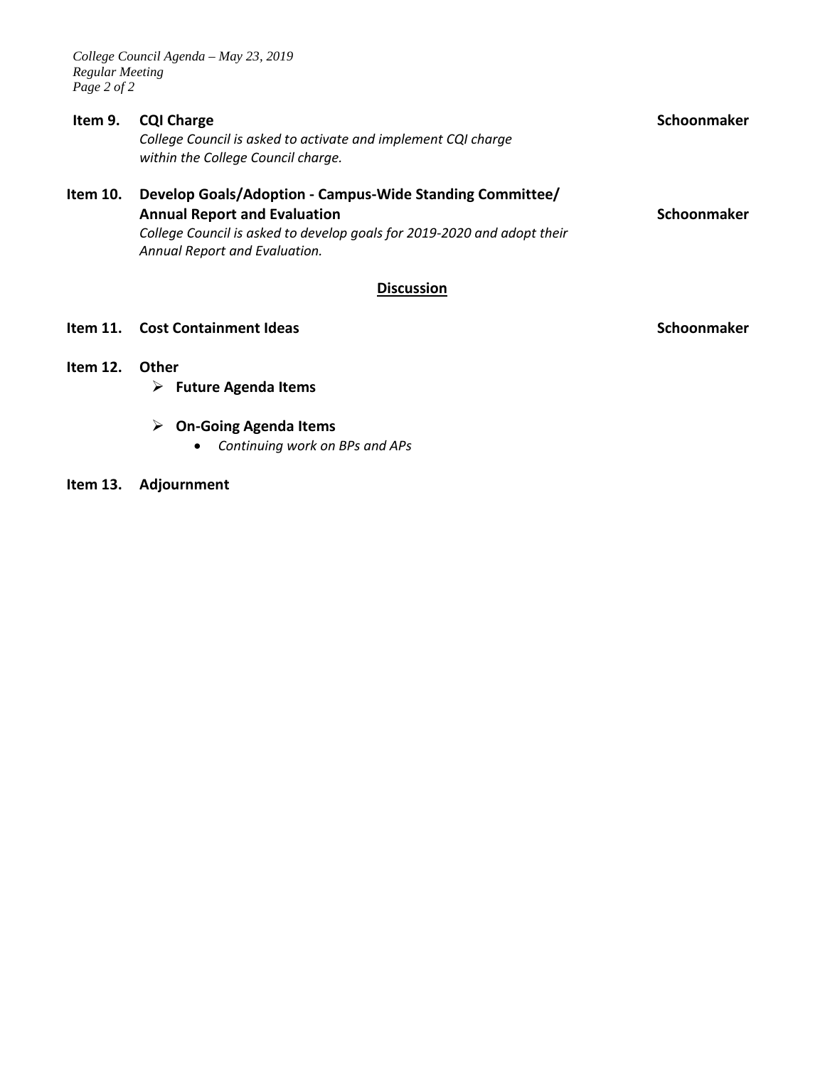**Item 9. CQI Charge** **Schoonmaker**

*College Council is asked to activate and implement CQI charge within the College Council charge.*

**Item 10. Develop Goals/Adoption - Campus-Wide Standing Committee/ Annual Report and Evaluation** **Schoonmaker**

*College Council is asked to develop goals for 2019-2020 and adopt their Annual Report and Evaluation.*

## Discussion

**Item 11. Cost Containment Ideas** **Schoonmaker**

**Item 12. Other**

- **Future Agenda Items**
- **On-Going Agenda Items**
  - *Continuing work on BPs and APs*

**Item 13. Adjournment**